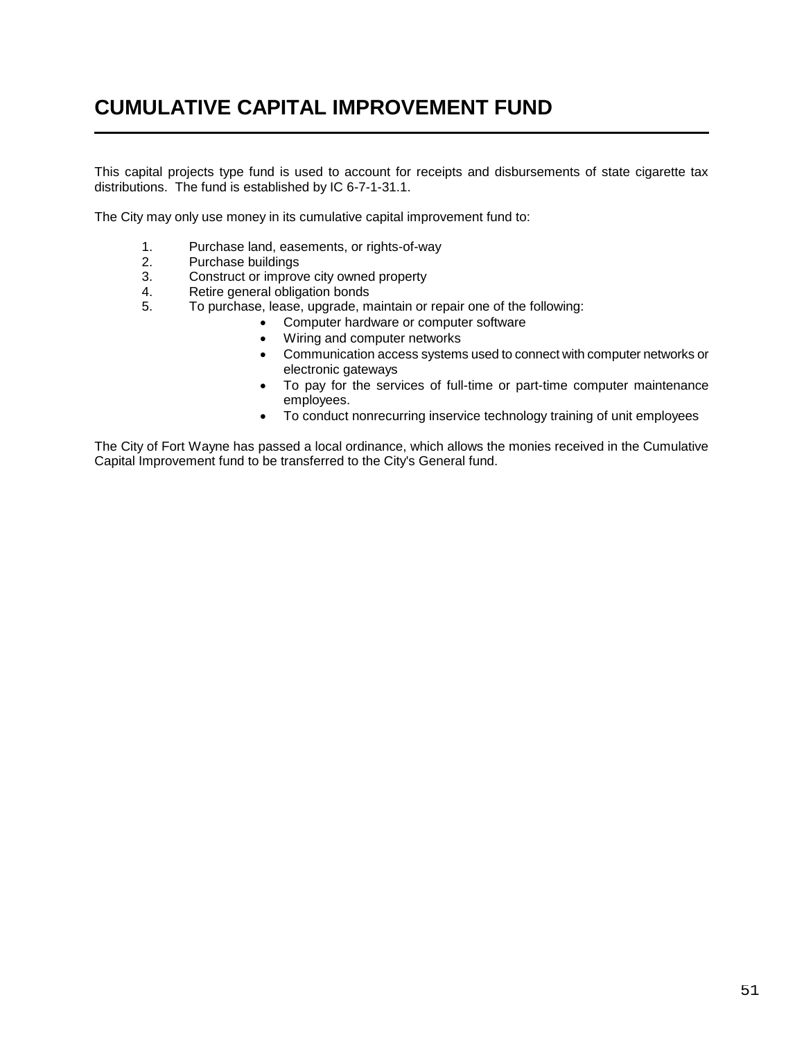# CUMULATIVE CAPITAL IMPROVEMENT FUND

This capital projects type fund is used to account for receipts and disbursements of state cigarette tax distributions. The fund is established by IC 6-7-1-31.1.

The City may only use money in its cumulative capital improvement fund to:

1. Purchase land, easements, or rights-of-way
2. Purchase buildings
3. Construct or improve city owned property
4. Retire general obligation bonds
5. To purchase, lease, upgrade, maintain or repair one of the following:
   - Computer hardware or computer software
   - Wiring and computer networks
   - Communication access systems used to connect with computer networks or electronic gateways
   - To pay for the services of full-time or part-time computer maintenance employees.
   - To conduct nonrecurring inservice technology training of unit employees

The City of Fort Wayne has passed a local ordinance, which allows the monies received in the Cumulative Capital Improvement fund to be transferred to the City's General fund.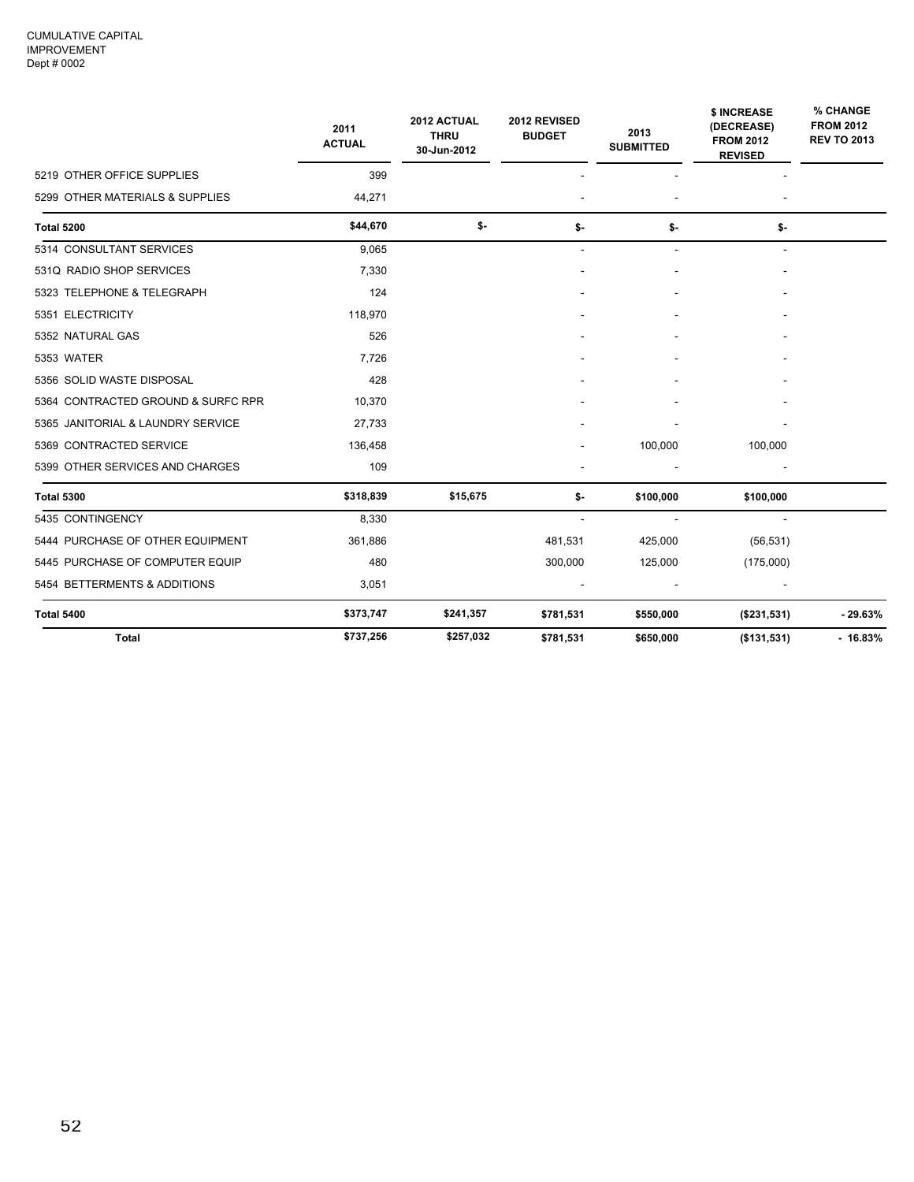CUMULATIVE CAPITAL
IMPROVEMENT
Dept # 0002

| | 2011 ACTUAL | 2012 ACTUAL THRU 30-Jun-2012 | 2012 REVISED BUDGET | 2013 SUBMITTED | $ INCREASE (DECREASE) FROM 2012 REVISED | % CHANGE FROM 2012 REV TO 2013 |
|---|---|---|---|---|---|---|
| 5219 OTHER OFFICE SUPPLIES | 399 | | - | - | - | |
| 5299 OTHER MATERIALS & SUPPLIES | 44,271 | | - | - | - | |
| **Total 5200** | **$44,670** | **$-** | **$-** | **$-** | **$-** | |
| 5314 CONSULTANT SERVICES | 9,065 | | - | - | - | |
| 531Q RADIO SHOP SERVICES | 7,330 | | - | - | - | |
| 5323 TELEPHONE & TELEGRAPH | 124 | | - | - | - | |
| 5351 ELECTRICITY | 118,970 | | - | - | - | |
| 5352 NATURAL GAS | 526 | | - | - | - | |
| 5353 WATER | 7,726 | | - | - | - | |
| 5356 SOLID WASTE DISPOSAL | 428 | | - | - | - | |
| 5364 CONTRACTED GROUND & SURFC RPR | 10,370 | | - | - | - | |
| 5365 JANITORIAL & LAUNDRY SERVICE | 27,733 | | - | - | - | |
| 5369 CONTRACTED SERVICE | 136,458 | | - | 100,000 | 100,000 | |
| 5399 OTHER SERVICES AND CHARGES | 109 | | - | - | - | |
| **Total 5300** | **$318,839** | **$15,675** | **$-** | **$100,000** | **$100,000** | |
| 5435 CONTINGENCY | 8,330 | | - | - | - | |
| 5444 PURCHASE OF OTHER EQUIPMENT | 361,886 | | 481,531 | 425,000 | (56,531) | |
| 5445 PURCHASE OF COMPUTER EQUIP | 480 | | 300,000 | 125,000 | (175,000) | |
| 5454 BETTERMENTS & ADDITIONS | 3,051 | | - | - | - | |
| **Total 5400** | **$373,747** | **$241,357** | **$781,531** | **$550,000** | **($231,531)** | **- 29.63%** |
| **Total** | **$737,256** | **$257,032** | **$781,531** | **$650,000** | **($131,531)** | **- 16.83%** |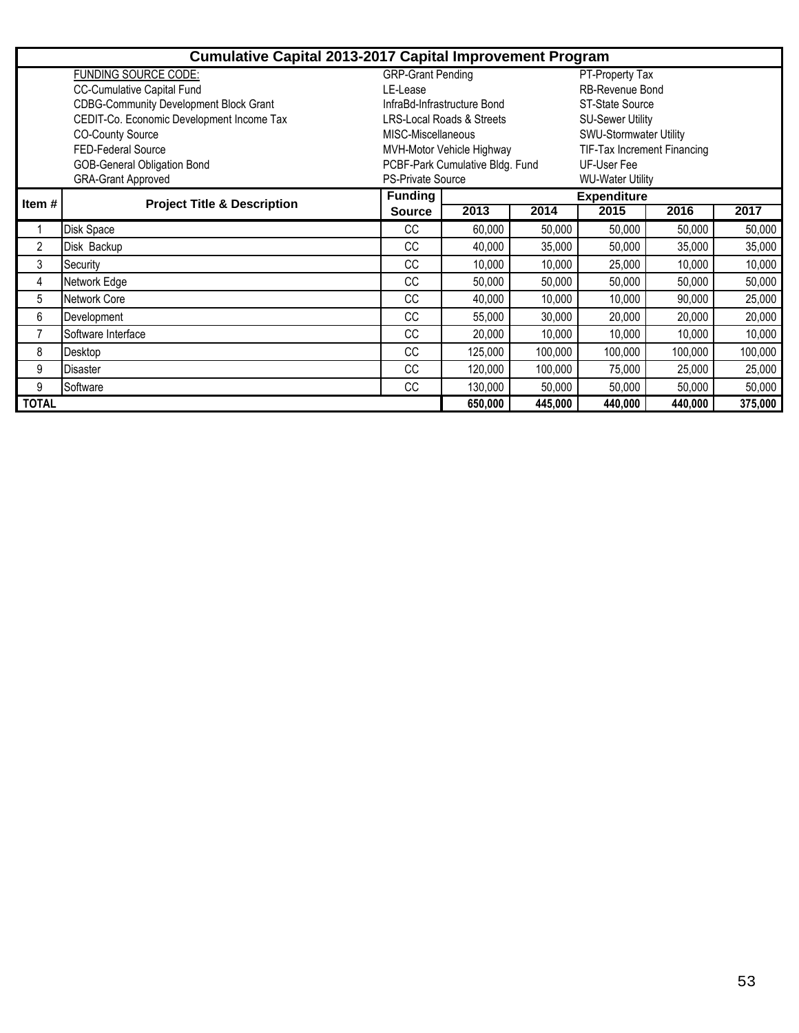## Cumulative Capital 2013-2017 Capital Improvement Program

| | | |
|---|---|---|
| FUNDING SOURCE CODE: | GRP-Grant Pending | PT-Property Tax |
| CC-Cumulative Capital Fund | LE-Lease | RB-Revenue Bond |
| CDBG-Community Development Block Grant | InfraBd-Infrastructure Bond | ST-State Source |
| CEDIT-Co. Economic Development Income Tax | LRS-Local Roads & Streets | SU-Sewer Utility |
| CO-County Source | MISC-Miscellaneous | SWU-Stormwater Utility |
| FED-Federal Source | MVH-Motor Vehicle Highway | TIF-Tax Increment Financing |
| GOB-General Obligation Bond | PCBF-Park Cumulative Bldg. Fund | UF-User Fee |
| GRA-Grant Approved | PS-Private Source | WU-Water Utility |

| Item # | Project Title & Description | Funding Source | Expenditure | | | | |
|---|---|---|---|---|---|---|---|
| | | | 2013 | 2014 | 2015 | 2016 | 2017 |
| 1 | Disk Space | CC | 60,000 | 50,000 | 50,000 | 50,000 | 50,000 |
| 2 | Disk Backup | CC | 40,000 | 35,000 | 50,000 | 35,000 | 35,000 |
| 3 | Security | CC | 10,000 | 10,000 | 25,000 | 10,000 | 10,000 |
| 4 | Network Edge | CC | 50,000 | 50,000 | 50,000 | 50,000 | 50,000 |
| 5 | Network Core | CC | 40,000 | 10,000 | 10,000 | 90,000 | 25,000 |
| 6 | Development | CC | 55,000 | 30,000 | 20,000 | 20,000 | 20,000 |
| 7 | Software Interface | CC | 20,000 | 10,000 | 10,000 | 10,000 | 10,000 |
| 8 | Desktop | CC | 125,000 | 100,000 | 100,000 | 100,000 | 100,000 |
| 9 | Disaster | CC | 120,000 | 100,000 | 75,000 | 25,000 | 25,000 |
| 9 | Software | CC | 130,000 | 50,000 | 50,000 | 50,000 | 50,000 |
| **TOTAL** | | | **650,000** | **445,000** | **440,000** | **440,000** | **375,000** |